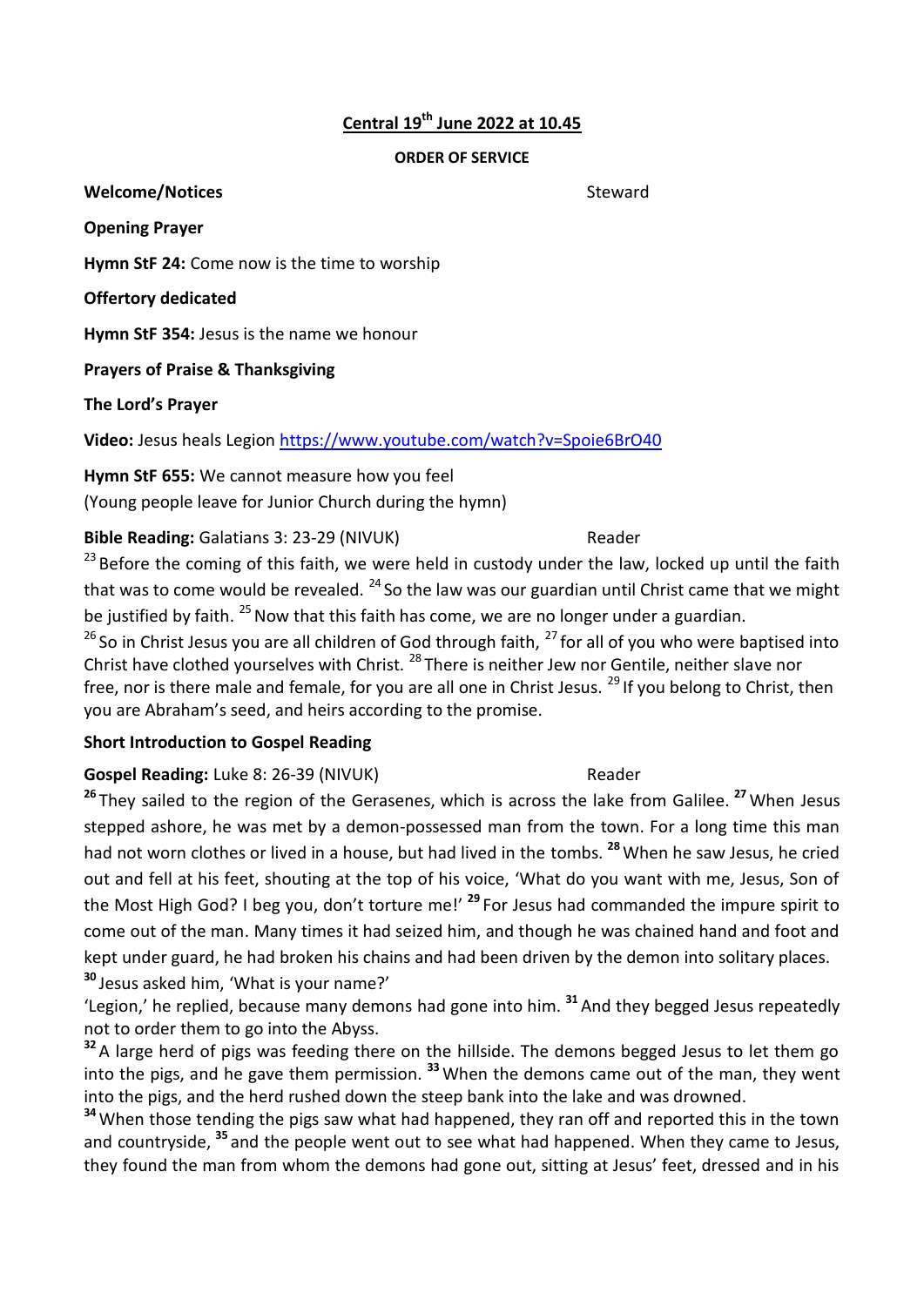## Central 19th June 2022 at 10.45

**ORDER OF SERVICE**

**Welcome/Notices** Steward

**Opening Prayer**

**Hymn StF 24:** Come now is the time to worship

**Offertory dedicated**

**Hymn StF 354:** Jesus is the name we honour

**Prayers of Praise & Thanksgiving**

**The Lord's Prayer**

**Video:** Jesus heals Legion https://www.youtube.com/watch?v=Spoie6BrO40

**Hymn StF 655:** We cannot measure how you feel
(Young people leave for Junior Church during the hymn)

**Bible Reading:** Galatians 3: 23-29 (NIVUK) Reader

[23] Before the coming of this faith, we were held in custody under the law, locked up until the faith that was to come would be revealed. [24] So the law was our guardian until Christ came that we might be justified by faith. [25] Now that this faith has come, we are no longer under a guardian.
[26] So in Christ Jesus you are all children of God through faith, [27] for all of you who were baptised into Christ have clothed yourselves with Christ. [28] There is neither Jew nor Gentile, neither slave nor free, nor is there male and female, for you are all one in Christ Jesus. [29] If you belong to Christ, then you are Abraham's seed, and heirs according to the promise.

**Short Introduction to Gospel Reading**

**Gospel Reading:** Luke 8: 26-39 (NIVUK) Reader

**[26]** They sailed to the region of the Gerasenes, which is across the lake from Galilee. **[27]** When Jesus stepped ashore, he was met by a demon-possessed man from the town. For a long time this man had not worn clothes or lived in a house, but had lived in the tombs. **[28]** When he saw Jesus, he cried out and fell at his feet, shouting at the top of his voice, 'What do you want with me, Jesus, Son of the Most High God? I beg you, don't torture me!' **[29]** For Jesus had commanded the impure spirit to come out of the man. Many times it had seized him, and though he was chained hand and foot and kept under guard, he had broken his chains and had been driven by the demon into solitary places.
**[30]** Jesus asked him, 'What is your name?'
'Legion,' he replied, because many demons had gone into him. **[31]** And they begged Jesus repeatedly not to order them to go into the Abyss.
**[32]** A large herd of pigs was feeding there on the hillside. The demons begged Jesus to let them go into the pigs, and he gave them permission. **[33]** When the demons came out of the man, they went into the pigs, and the herd rushed down the steep bank into the lake and was drowned.
**[34]** When those tending the pigs saw what had happened, they ran off and reported this in the town and countryside, **[35]** and the people went out to see what had happened. When they came to Jesus, they found the man from whom the demons had gone out, sitting at Jesus' feet, dressed and in his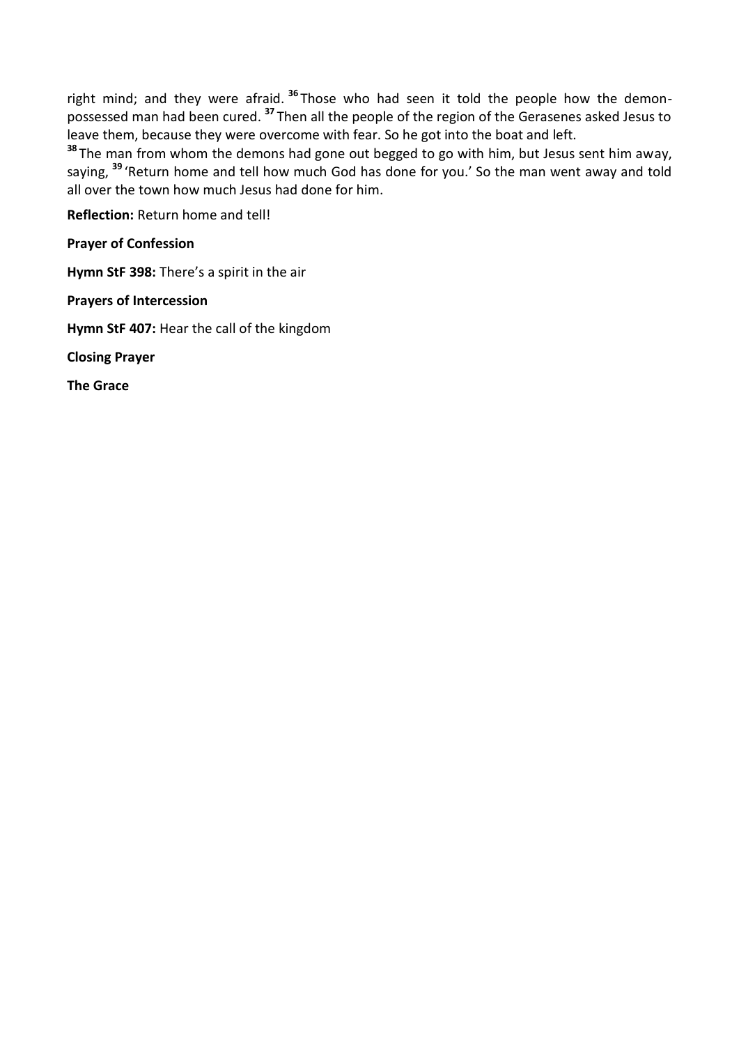right mind; and they were afraid. [36] Those who had seen it told the people how the demon-possessed man had been cured. [37] Then all the people of the region of the Gerasenes asked Jesus to leave them, because they were overcome with fear. So he got into the boat and left.

[38] The man from whom the demons had gone out begged to go with him, but Jesus sent him away, saying, [39] 'Return home and tell how much God has done for you.' So the man went away and told all over the town how much Jesus had done for him.

**Reflection:** Return home and tell!

**Prayer of Confession**

**Hymn StF 398:** There's a spirit in the air

**Prayers of Intercession**

**Hymn StF 407:** Hear the call of the kingdom

**Closing Prayer**

**The Grace**